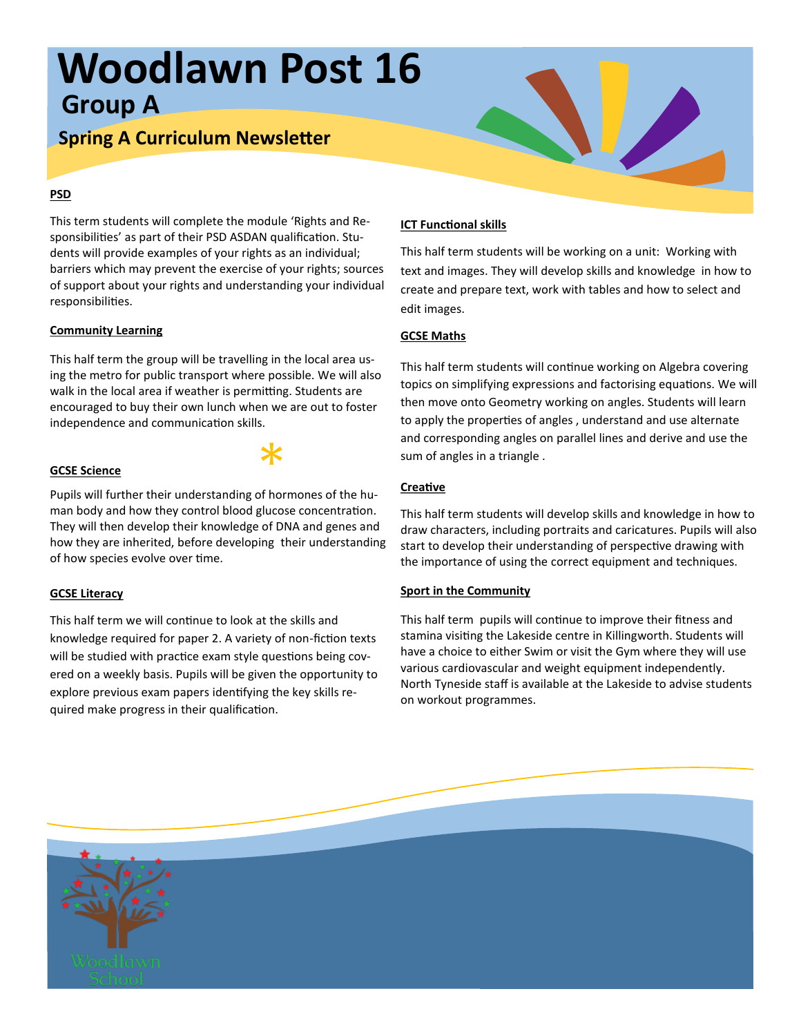# Woodlawn Post 16

## Group A

### Spring A Curriculum Newsletter

**PSD**

This term students will complete the module 'Rights and Responsibilities' as part of their PSD ASDAN qualification. Students will provide examples of your rights as an individual; barriers which may prevent the exercise of your rights; sources of support about your rights and understanding your individual responsibilities.

**Community Learning**

This half term the group will be travelling in the local area using the metro for public transport where possible. We will also walk in the local area if weather is permitting. Students are encouraged to buy their own lunch when we are out to foster independence and communication skills.

**GCSE Science**

Pupils will further their understanding of hormones of the human body and how they control blood glucose concentration. They will then develop their knowledge of DNA and genes and how they are inherited, before developing their understanding of how species evolve over time.

**GCSE Literacy**

This half term we will continue to look at the skills and knowledge required for paper 2. A variety of non-fiction texts will be studied with practice exam style questions being covered on a weekly basis. Pupils will be given the opportunity to explore previous exam papers identifying the key skills required make progress in their qualification.

**ICT Functional skills**

This half term students will be working on a unit: Working with text and images. They will develop skills and knowledge in how to create and prepare text, work with tables and how to select and edit images.

**GCSE Maths**

This half term students will continue working on Algebra covering topics on simplifying expressions and factorising equations. We will then move onto Geometry working on angles. Students will learn to apply the properties of angles , understand and use alternate and corresponding angles on parallel lines and derive and use the sum of angles in a triangle .

**Creative**

This half term students will develop skills and knowledge in how to draw characters, including portraits and caricatures. Pupils will also start to develop their understanding of perspective drawing with the importance of using the correct equipment and techniques.

**Sport in the Community**

This half term pupils will continue to improve their fitness and stamina visiting the Lakeside centre in Killingworth. Students will have a choice to either Swim or visit the Gym where they will use various cardiovascular and weight equipment independently. North Tyneside staff is available at the Lakeside to advise students on workout programmes.

Woodlawn School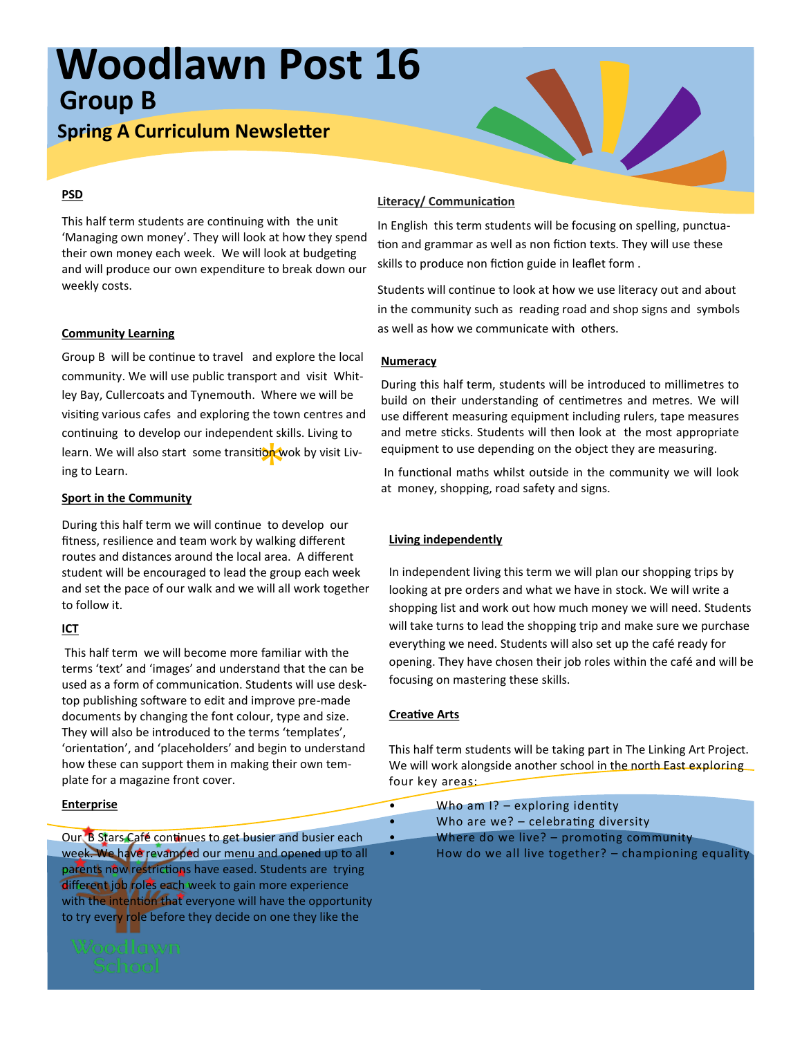# Woodlawn Post 16

## Group B

### Spring A Curriculum Newsletter

**PSD**

This half term students are continuing with the unit 'Managing own money'. They will look at how they spend their own money each week. We will look at budgeting and will produce our own expenditure to break down our weekly costs.

**Community Learning**

Group B will be continue to travel and explore the local community. We will use public transport and visit Whitley Bay, Cullercoats and Tynemouth. Where we will be visiting various cafes and exploring the town centres and continuing to develop our independent skills. Living to learn. We will also start some transition wok by visit Living to Learn.

**Sport in the Community**

During this half term we will continue to develop our fitness, resilience and team work by walking different routes and distances around the local area. A different student will be encouraged to lead the group each week and set the pace of our walk and we will all work together to follow it.

**ICT**

This half term we will become more familiar with the terms 'text' and 'images' and understand that the can be used as a form of communication. Students will use desktop publishing software to edit and improve pre-made documents by changing the font colour, type and size. They will also be introduced to the terms 'templates', 'orientation', and 'placeholders' and begin to understand how these can support them in making their own template for a magazine front cover.

**Enterprise**

Our B Stars Café continues to get busier and busier each week. We have revamped our menu and opened up to all parents now restrictions have eased. Students are trying different job roles each week to gain more experience with the intention that everyone will have the opportunity to try every role before they decide on one they like the

**Literacy/ Communication**

In English this term students will be focusing on spelling, punctuation and grammar as well as non fiction texts. They will use these skills to produce non fiction guide in leaflet form .

Students will continue to look at how we use literacy out and about in the community such as reading road and shop signs and symbols as well as how we communicate with others.

**Numeracy**

During this half term, students will be introduced to millimetres to build on their understanding of centimetres and metres. We will use different measuring equipment including rulers, tape measures and metre sticks. Students will then look at the most appropriate equipment to use depending on the object they are measuring.

In functional maths whilst outside in the community we will look at money, shopping, road safety and signs.

**Living independently**

In independent living this term we will plan our shopping trips by looking at pre orders and what we have in stock. We will write a shopping list and work out how much money we will need. Students will take turns to lead the shopping trip and make sure we purchase everything we need. Students will also set up the café ready for opening. They have chosen their job roles within the café and will be focusing on mastering these skills.

**Creative Arts**

This half term students will be taking part in The Linking Art Project. We will work alongside another school in the north East exploring four key areas:

- Who am I? – exploring identity
- Who are we? – celebrating diversity
- Where do we live? – promoting community
- How do we all live together? – championing equality

Woodlawn School